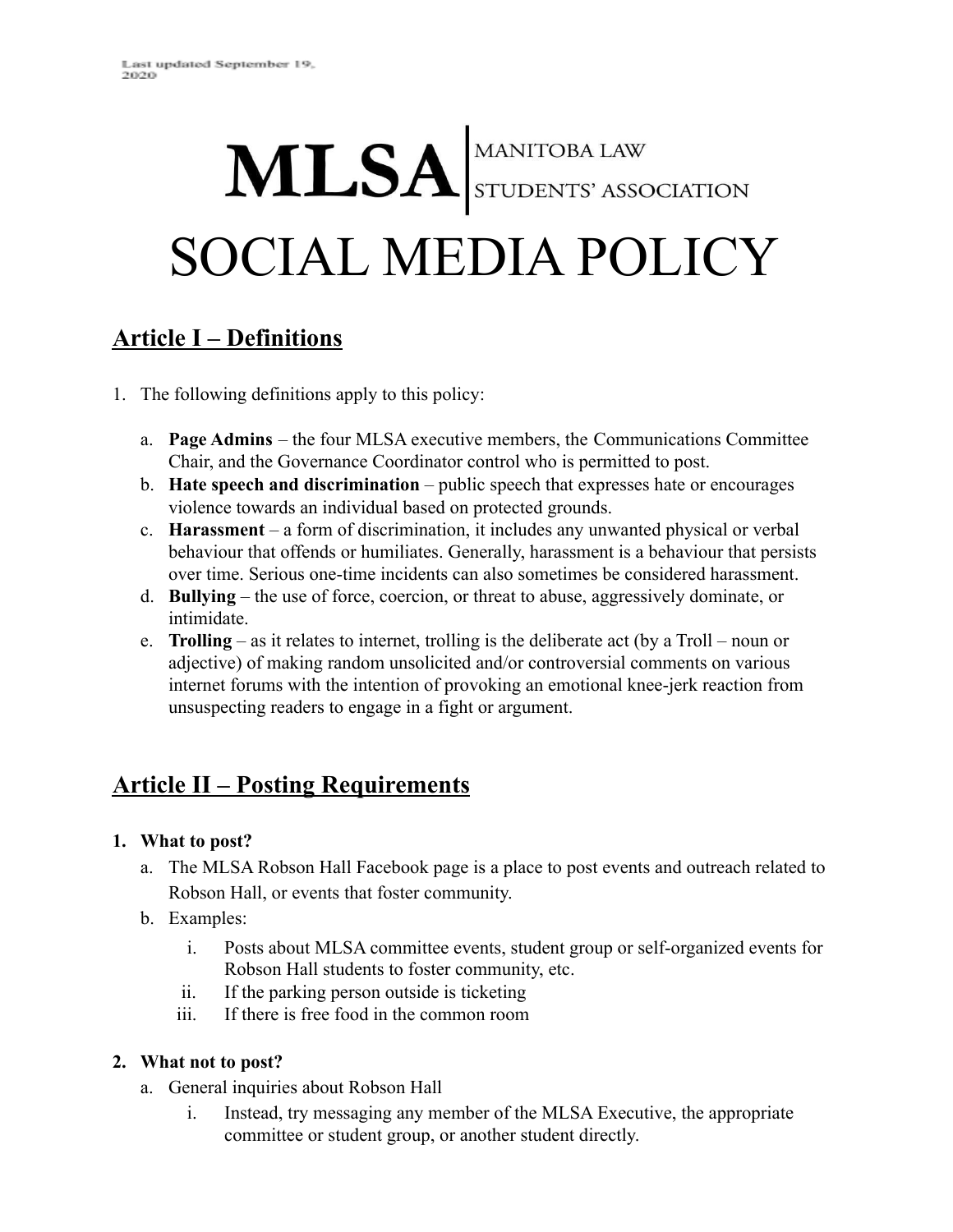Last updated September 19, 2020

# MLSA | MANITOBA LAW STUDENTS' ASSOCIATION

# SOCIAL MEDIA POLICY

## Article I – Definitions

1. The following definitions apply to this policy:

   a. **Page Admins** – the four MLSA executive members, the Communications Committee Chair, and the Governance Coordinator control who is permitted to post.
   
   b. **Hate speech and discrimination** – public speech that expresses hate or encourages violence towards an individual based on protected grounds.
   
   c. **Harassment** – a form of discrimination, it includes any unwanted physical or verbal behaviour that offends or humiliates. Generally, harassment is a behaviour that persists over time. Serious one-time incidents can also sometimes be considered harassment.
   
   d. **Bullying** – the use of force, coercion, or threat to abuse, aggressively dominate, or intimidate.
   
   e. **Trolling** – as it relates to internet, trolling is the deliberate act (by a Troll – noun or adjective) of making random unsolicited and/or controversial comments on various internet forums with the intention of provoking an emotional knee-jerk reaction from unsuspecting readers to engage in a fight or argument.

## Article II – Posting Requirements

1. **What to post?**

   a. The MLSA Robson Hall Facebook page is a place to post events and outreach related to Robson Hall, or events that foster community.
   
   b. Examples:
   
      i. Posts about MLSA committee events, student group or self-organized events for Robson Hall students to foster community, etc.
      
      ii. If the parking person outside is ticketing
      
      iii. If there is free food in the common room

2. **What not to post?**

   a. General inquiries about Robson Hall
   
      i. Instead, try messaging any member of the MLSA Executive, the appropriate committee or student group, or another student directly.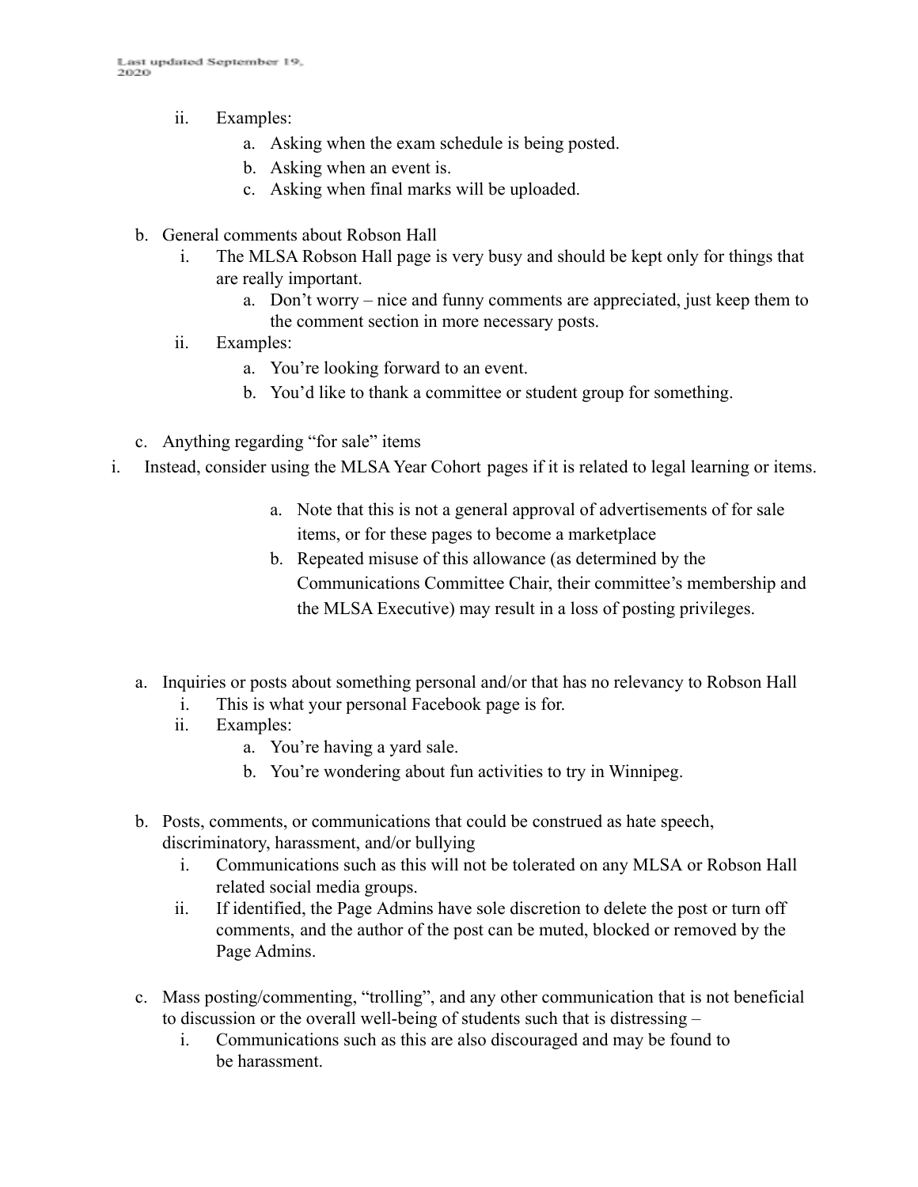- ii. Examples:
     - a. Asking when the exam schedule is being posted.
     - b. Asking when an event is.
     - c. Asking when final marks will be uploaded.

- b. General comments about Robson Hall
  - i. The MLSA Robson Hall page is very busy and should be kept only for things that are really important.
    - a. Don't worry – nice and funny comments are appreciated, just keep them to the comment section in more necessary posts.
  - ii. Examples:
    - a. You're looking forward to an event.
    - b. You'd like to thank a committee or student group for something.

- c. Anything regarding "for sale" items

i. Instead, consider using the MLSA Year Cohort pages if it is related to legal learning or items.

   - a. Note that this is not a general approval of advertisements of for sale items, or for these pages to become a marketplace
   - b. Repeated misuse of this allowance (as determined by the Communications Committee Chair, their committee's membership and the MLSA Executive) may result in a loss of posting privileges.

- a. Inquiries or posts about something personal and/or that has no relevancy to Robson Hall
  - i. This is what your personal Facebook page is for.
  - ii. Examples:
    - a. You're having a yard sale.
    - b. You're wondering about fun activities to try in Winnipeg.

- b. Posts, comments, or communications that could be construed as hate speech, discriminatory, harassment, and/or bullying
  - i. Communications such as this will not be tolerated on any MLSA or Robson Hall related social media groups.
  - ii. If identified, the Page Admins have sole discretion to delete the post or turn off comments, and the author of the post can be muted, blocked or removed by the Page Admins.

- c. Mass posting/commenting, "trolling", and any other communication that is not beneficial to discussion or the overall well-being of students such that is distressing –
  - i. Communications such as this are also discouraged and may be found to be harassment.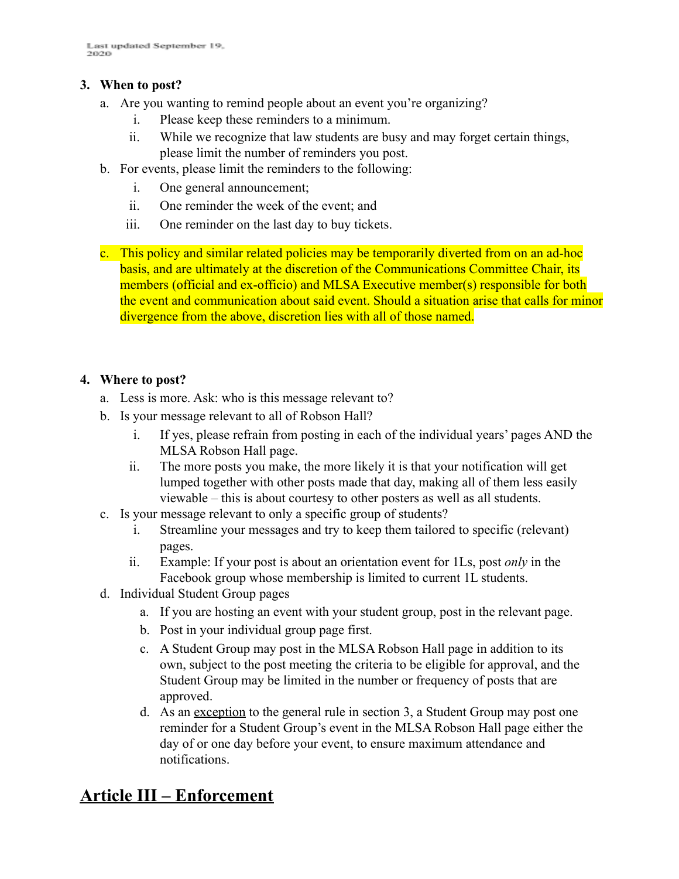3. **When to post?**
   a. Are you wanting to remind people about an event you're organizing?
      i. Please keep these reminders to a minimum.
      ii. While we recognize that law students are busy and may forget certain things, please limit the number of reminders you post.
   b. For events, please limit the reminders to the following:
      i. One general announcement;
      ii. One reminder the week of the event; and
      iii. One reminder on the last day to buy tickets.

   c. This policy and similar related policies may be temporarily diverted from on an ad-hoc basis, and are ultimately at the discretion of the Communications Committee Chair, its members (official and ex-officio) and MLSA Executive member(s) responsible for both the event and communication about said event. Should a situation arise that calls for minor divergence from the above, discretion lies with all of those named.

4. **Where to post?**
   a. Less is more. Ask: who is this message relevant to?
   b. Is your message relevant to all of Robson Hall?
      i. If yes, please refrain from posting in each of the individual years' pages AND the MLSA Robson Hall page.
      ii. The more posts you make, the more likely it is that your notification will get lumped together with other posts made that day, making all of them less easily viewable – this is about courtesy to other posters as well as all students.
   c. Is your message relevant to only a specific group of students?
      i. Streamline your messages and try to keep them tailored to specific (relevant) pages.
      ii. Example: If your post is about an orientation event for 1Ls, post *only* in the Facebook group whose membership is limited to current 1L students.
   d. Individual Student Group pages
      a. If you are hosting an event with your student group, post in the relevant page.
      b. Post in your individual group page first.
      c. A Student Group may post in the MLSA Robson Hall page in addition to its own, subject to the post meeting the criteria to be eligible for approval, and the Student Group may be limited in the number or frequency of posts that are approved.
      d. As an exception to the general rule in section 3, a Student Group may post one reminder for a Student Group's event in the MLSA Robson Hall page either the day of or one day before your event, to ensure maximum attendance and notifications.

## Article III – Enforcement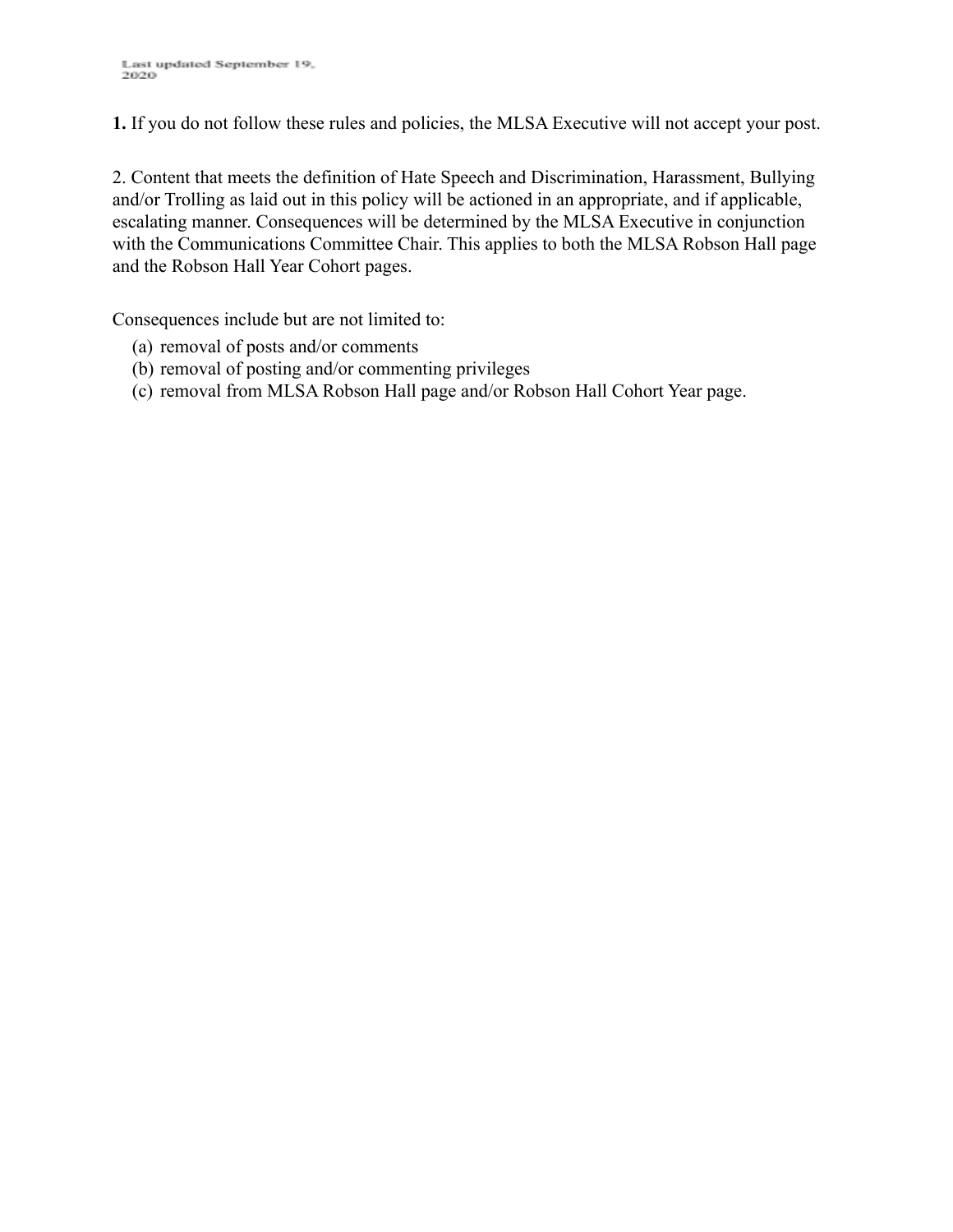Last updated September 19, 2020

**1.** If you do not follow these rules and policies, the MLSA Executive will not accept your post.

2. Content that meets the definition of Hate Speech and Discrimination, Harassment, Bullying and/or Trolling as laid out in this policy will be actioned in an appropriate, and if applicable, escalating manner. Consequences will be determined by the MLSA Executive in conjunction with the Communications Committee Chair. This applies to both the MLSA Robson Hall page and the Robson Hall Year Cohort pages.

Consequences include but are not limited to:

(a) removal of posts and/or comments
(b) removal of posting and/or commenting privileges
(c) removal from MLSA Robson Hall page and/or Robson Hall Cohort Year page.